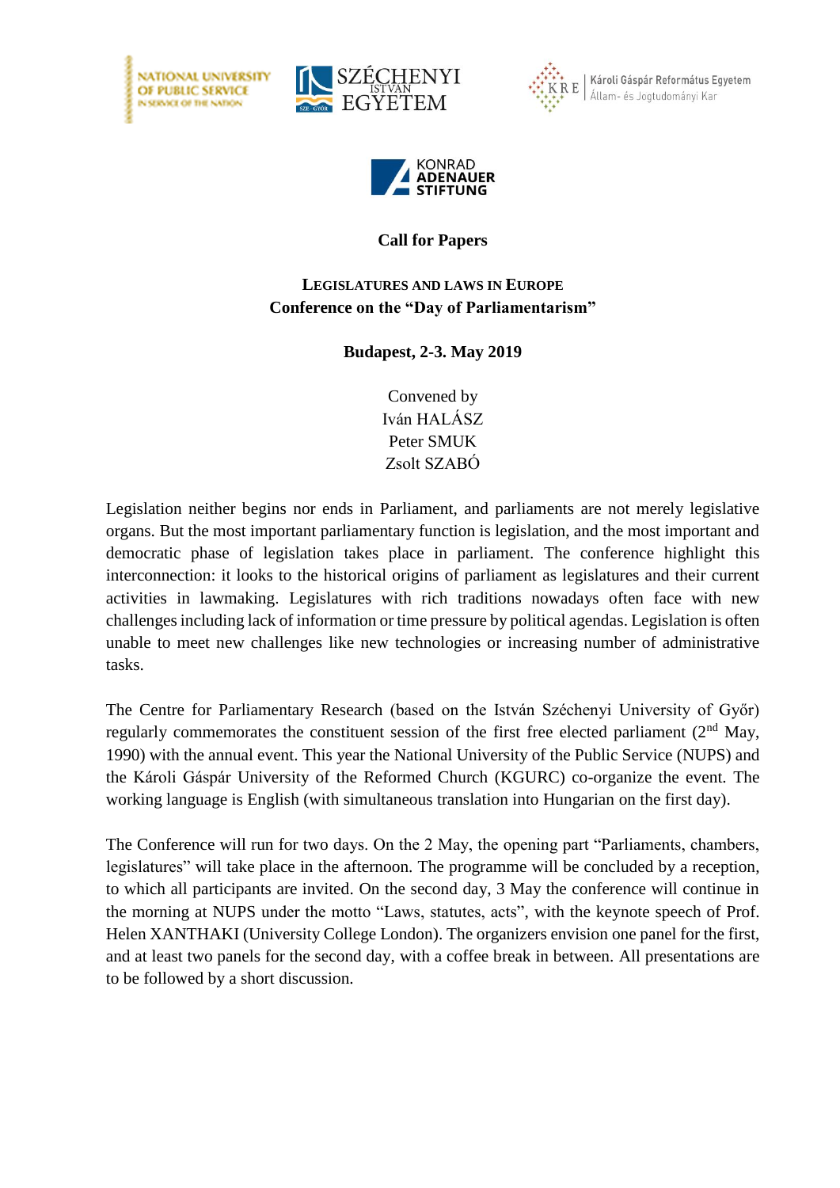**Call for Papers**

**LEGISLATURES AND LAWS IN EUROPE**
**Conference on the "Day of Parliamentarism"**

**Budapest, 2-3. May 2019**

Convened by
Iván HALÁSZ
Peter SMUK
Zsolt SZABÓ

Legislation neither begins nor ends in Parliament, and parliaments are not merely legislative organs. But the most important parliamentary function is legislation, and the most important and democratic phase of legislation takes place in parliament. The conference highlight this interconnection: it looks to the historical origins of parliament as legislatures and their current activities in lawmaking. Legislatures with rich traditions nowadays often face with new challenges including lack of information or time pressure by political agendas. Legislation is often unable to meet new challenges like new technologies or increasing number of administrative tasks.

The Centre for Parliamentary Research (based on the István Széchenyi University of Győr) regularly commemorates the constituent session of the first free elected parliament (2nd May, 1990) with the annual event. This year the National University of the Public Service (NUPS) and the Károli Gáspár University of the Reformed Church (KGURC) co-organize the event. The working language is English (with simultaneous translation into Hungarian on the first day).

The Conference will run for two days. On the 2 May, the opening part "Parliaments, chambers, legislatures" will take place in the afternoon. The programme will be concluded by a reception, to which all participants are invited. On the second day, 3 May the conference will continue in the morning at NUPS under the motto "Laws, statutes, acts", with the keynote speech of Prof. Helen XANTHAKI (University College London). The organizers envision one panel for the first, and at least two panels for the second day, with a coffee break in between. All presentations are to be followed by a short discussion.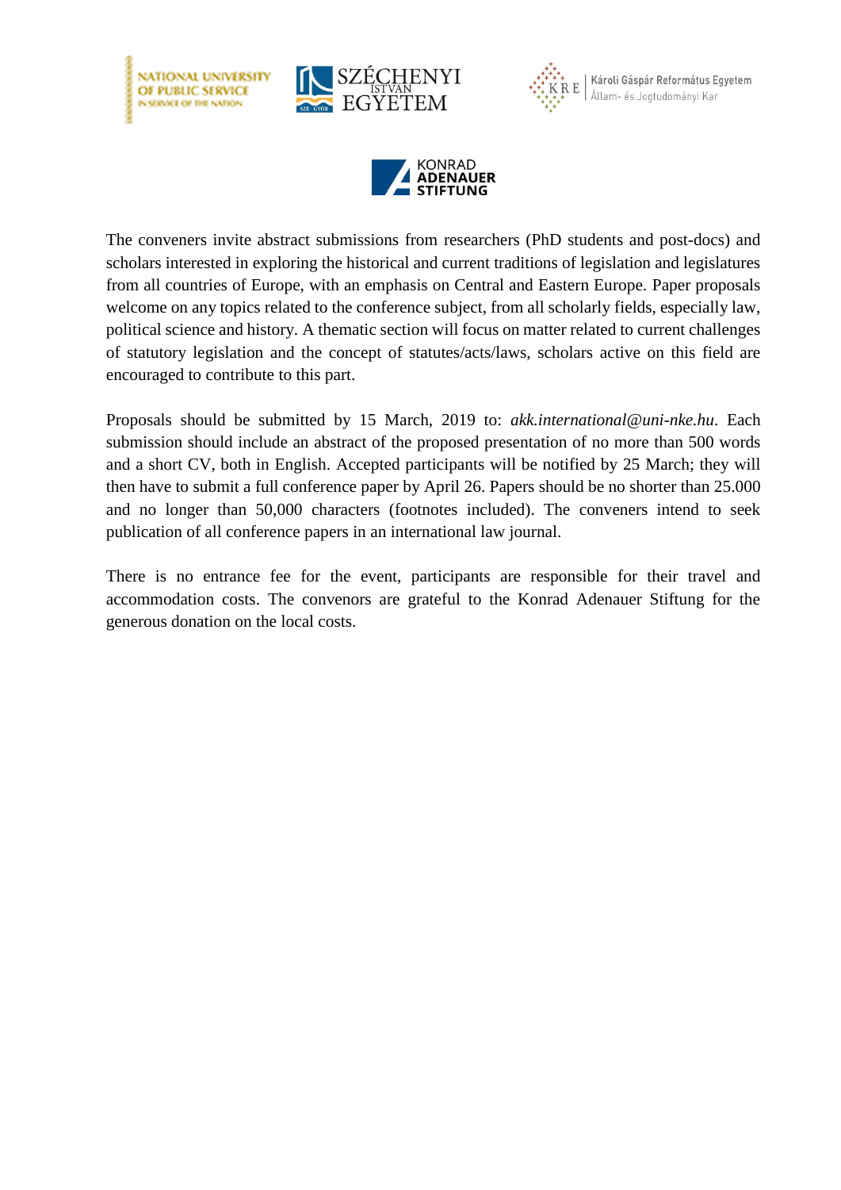The conveners invite abstract submissions from researchers (PhD students and post-docs) and scholars interested in exploring the historical and current traditions of legislation and legislatures from all countries of Europe, with an emphasis on Central and Eastern Europe. Paper proposals welcome on any topics related to the conference subject, from all scholarly fields, especially law, political science and history. A thematic section will focus on matter related to current challenges of statutory legislation and the concept of statutes/acts/laws, scholars active on this field are encouraged to contribute to this part.

Proposals should be submitted by 15 March, 2019 to: *akk.international@uni-nke.hu*. Each submission should include an abstract of the proposed presentation of no more than 500 words and a short CV, both in English. Accepted participants will be notified by 25 March; they will then have to submit a full conference paper by April 26. Papers should be no shorter than 25.000 and no longer than 50,000 characters (footnotes included). The conveners intend to seek publication of all conference papers in an international law journal.

There is no entrance fee for the event, participants are responsible for their travel and accommodation costs. The convenors are grateful to the Konrad Adenauer Stiftung for the generous donation on the local costs.